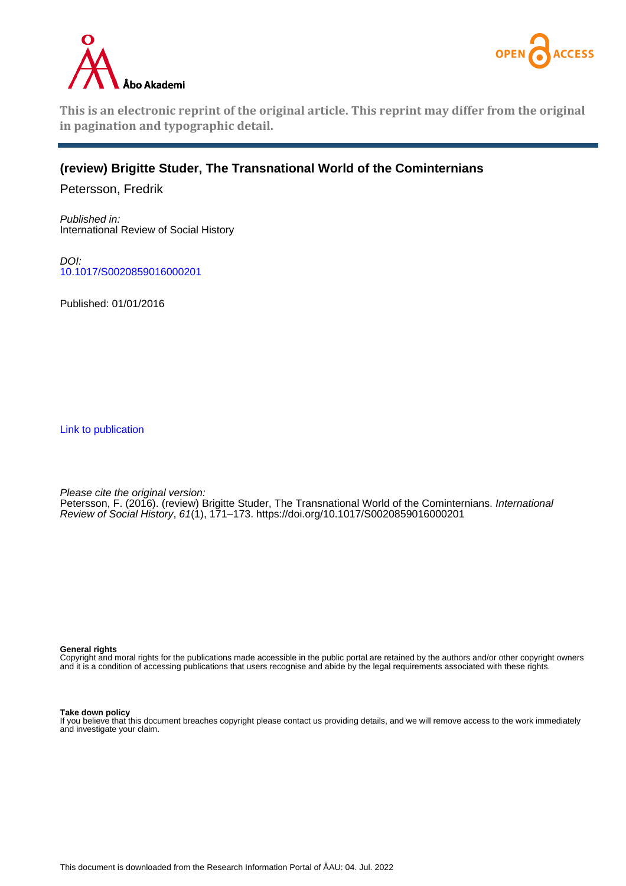This is an electronic reprint of the original article. This reprint may differ from the original in pagination and typographic detail.

# (review) Brigitte Studer, The Transnational World of the Cominternians

Petersson, Fredrik

*Published in:*
International Review of Social History

*DOI:*
10.1017/S0020859016000201

Published: 01/01/2016

Link to publication

*Please cite the original version:*
Petersson, F. (2016). (review) Brigitte Studer, The Transnational World of the Cominternians. *International Review of Social History*, *61*(1), 171–173. https://doi.org/10.1017/S0020859016000201

**General rights**
Copyright and moral rights for the publications made accessible in the public portal are retained by the authors and/or other copyright owners and it is a condition of accessing publications that users recognise and abide by the legal requirements associated with these rights.

**Take down policy**
If you believe that this document breaches copyright please contact us providing details, and we will remove access to the work immediately and investigate your claim.

This document is downloaded from the Research Information Portal of ÅAU: 04. Jul. 2022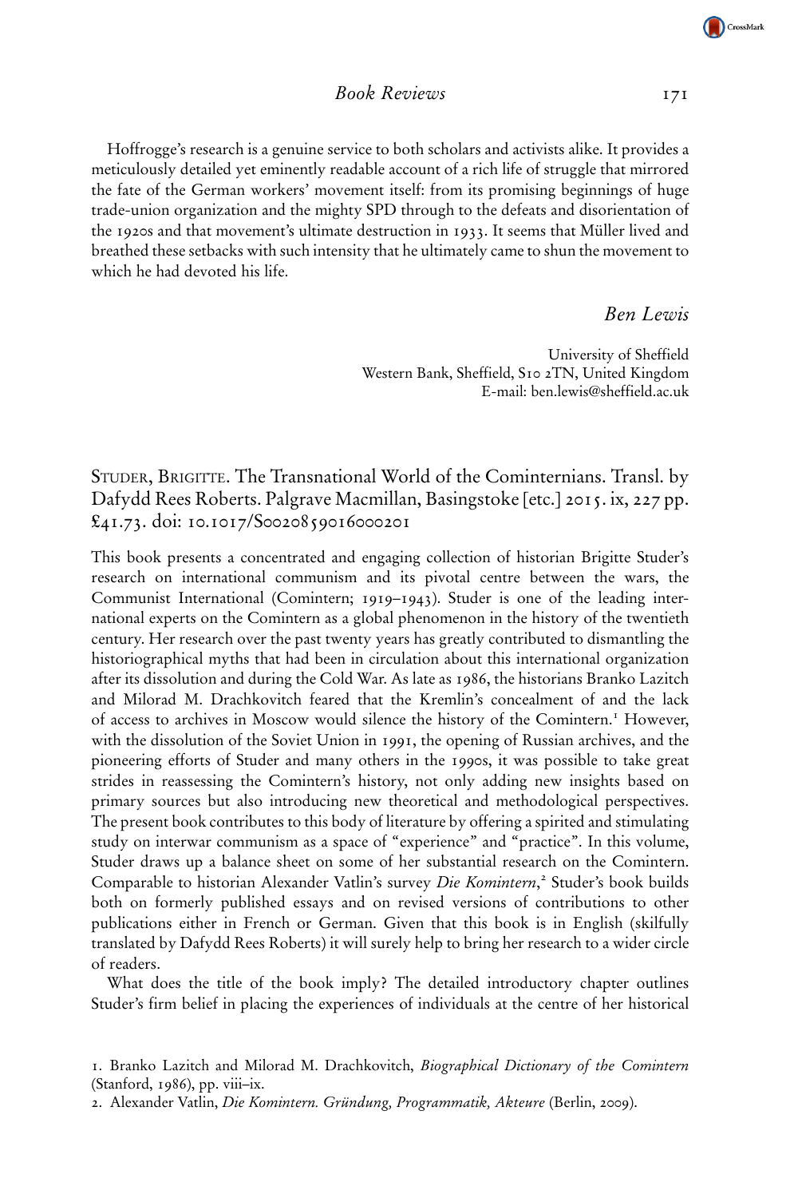Hoffrogge's research is a genuine service to both scholars and activists alike. It provides a meticulously detailed yet eminently readable account of a rich life of struggle that mirrored the fate of the German workers' movement itself: from its promising beginnings of huge trade-union organization and the mighty SPD through to the defeats and disorientation of the 1920s and that movement's ultimate destruction in 1933. It seems that Müller lived and breathed these setbacks with such intensity that he ultimately came to shun the movement to which he had devoted his life.

*Ben Lewis*

University of Sheffield
Western Bank, Sheffield, S10 2TN, United Kingdom
E-mail: ben.lewis@sheffield.ac.uk

STUDER, BRIGITTE. The Transnational World of the Cominternians. Transl. by Dafydd Rees Roberts. Palgrave Macmillan, Basingstoke [etc.] 2015. ix, 227 pp. £41.73. doi: 10.1017/S0020859016000201

This book presents a concentrated and engaging collection of historian Brigitte Studer's research on international communism and its pivotal centre between the wars, the Communist International (Comintern; 1919–1943). Studer is one of the leading international experts on the Comintern as a global phenomenon in the history of the twentieth century. Her research over the past twenty years has greatly contributed to dismantling the historiographical myths that had been in circulation about this international organization after its dissolution and during the Cold War. As late as 1986, the historians Branko Lazitch and Milorad M. Drachkovitch feared that the Kremlin's concealment of and the lack of access to archives in Moscow would silence the history of the Comintern.[1] However, with the dissolution of the Soviet Union in 1991, the opening of Russian archives, and the pioneering efforts of Studer and many others in the 1990s, it was possible to take great strides in reassessing the Comintern's history, not only adding new insights based on primary sources but also introducing new theoretical and methodological perspectives. The present book contributes to this body of literature by offering a spirited and stimulating study on interwar communism as a space of "experience" and "practice". In this volume, Studer draws up a balance sheet on some of her substantial research on the Comintern. Comparable to historian Alexander Vatlin's survey *Die Komintern*,[2] Studer's book builds both on formerly published essays and on revised versions of contributions to other publications either in French or German. Given that this book is in English (skilfully translated by Dafydd Rees Roberts) it will surely help to bring her research to a wider circle of readers.

What does the title of the book imply? The detailed introductory chapter outlines Studer's firm belief in placing the experiences of individuals at the centre of her historical

1. Branko Lazitch and Milorad M. Drachkovitch, *Biographical Dictionary of the Comintern* (Stanford, 1986), pp. viii–ix.

2. Alexander Vatlin, *Die Komintern. Gründung, Programmatik, Akteure* (Berlin, 2009).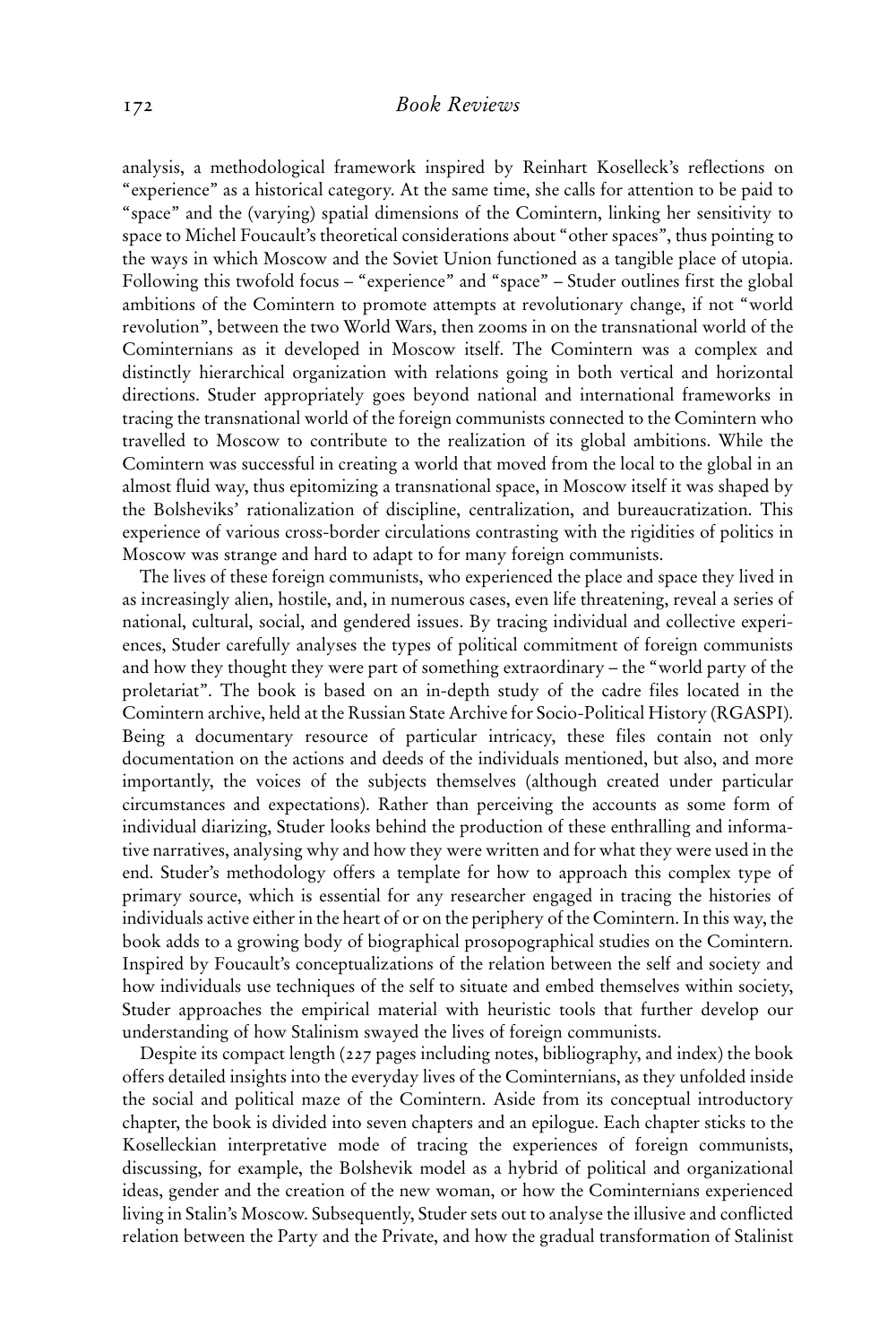analysis, a methodological framework inspired by Reinhart Koselleck's reflections on "experience" as a historical category. At the same time, she calls for attention to be paid to "space" and the (varying) spatial dimensions of the Comintern, linking her sensitivity to space to Michel Foucault's theoretical considerations about "other spaces", thus pointing to the ways in which Moscow and the Soviet Union functioned as a tangible place of utopia. Following this twofold focus – "experience" and "space" – Studer outlines first the global ambitions of the Comintern to promote attempts at revolutionary change, if not "world revolution", between the two World Wars, then zooms in on the transnational world of the Cominternians as it developed in Moscow itself. The Comintern was a complex and distinctly hierarchical organization with relations going in both vertical and horizontal directions. Studer appropriately goes beyond national and international frameworks in tracing the transnational world of the foreign communists connected to the Comintern who travelled to Moscow to contribute to the realization of its global ambitions. While the Comintern was successful in creating a world that moved from the local to the global in an almost fluid way, thus epitomizing a transnational space, in Moscow itself it was shaped by the Bolsheviks' rationalization of discipline, centralization, and bureaucratization. This experience of various cross-border circulations contrasting with the rigidities of politics in Moscow was strange and hard to adapt to for many foreign communists.

The lives of these foreign communists, who experienced the place and space they lived in as increasingly alien, hostile, and, in numerous cases, even life threatening, reveal a series of national, cultural, social, and gendered issues. By tracing individual and collective experiences, Studer carefully analyses the types of political commitment of foreign communists and how they thought they were part of something extraordinary – the "world party of the proletariat". The book is based on an in-depth study of the cadre files located in the Comintern archive, held at the Russian State Archive for Socio-Political History (RGASPI). Being a documentary resource of particular intricacy, these files contain not only documentation on the actions and deeds of the individuals mentioned, but also, and more importantly, the voices of the subjects themselves (although created under particular circumstances and expectations). Rather than perceiving the accounts as some form of individual diarizing, Studer looks behind the production of these enthralling and informative narratives, analysing why and how they were written and for what they were used in the end. Studer's methodology offers a template for how to approach this complex type of primary source, which is essential for any researcher engaged in tracing the histories of individuals active either in the heart of or on the periphery of the Comintern. In this way, the book adds to a growing body of biographical prosopographical studies on the Comintern. Inspired by Foucault's conceptualizations of the relation between the self and society and how individuals use techniques of the self to situate and embed themselves within society, Studer approaches the empirical material with heuristic tools that further develop our understanding of how Stalinism swayed the lives of foreign communists.

Despite its compact length (227 pages including notes, bibliography, and index) the book offers detailed insights into the everyday lives of the Cominternians, as they unfolded inside the social and political maze of the Comintern. Aside from its conceptual introductory chapter, the book is divided into seven chapters and an epilogue. Each chapter sticks to the Koselleckian interpretative mode of tracing the experiences of foreign communists, discussing, for example, the Bolshevik model as a hybrid of political and organizational ideas, gender and the creation of the new woman, or how the Cominternians experienced living in Stalin's Moscow. Subsequently, Studer sets out to analyse the illusive and conflicted relation between the Party and the Private, and how the gradual transformation of Stalinist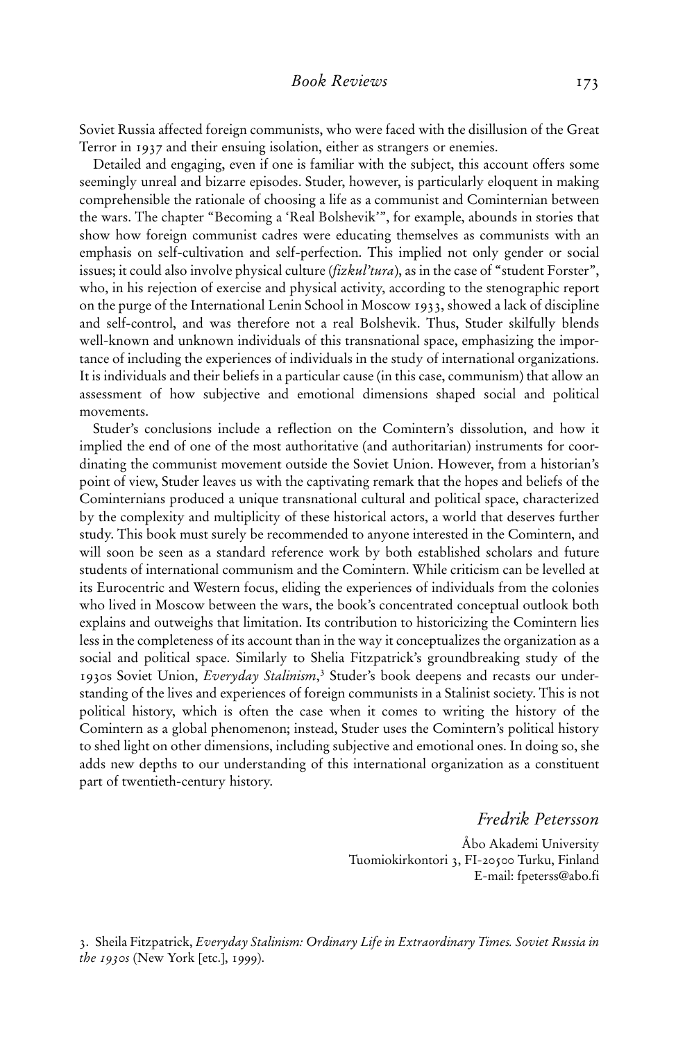Soviet Russia affected foreign communists, who were faced with the disillusion of the Great Terror in 1937 and their ensuing isolation, either as strangers or enemies.

Detailed and engaging, even if one is familiar with the subject, this account offers some seemingly unreal and bizarre episodes. Studer, however, is particularly eloquent in making comprehensible the rationale of choosing a life as a communist and Cominternian between the wars. The chapter "Becoming a 'Real Bolshevik'", for example, abounds in stories that show how foreign communist cadres were educating themselves as communists with an emphasis on self-cultivation and self-perfection. This implied not only gender or social issues; it could also involve physical culture (*fizkul'tura*), as in the case of "student Forster", who, in his rejection of exercise and physical activity, according to the stenographic report on the purge of the International Lenin School in Moscow 1933, showed a lack of discipline and self-control, and was therefore not a real Bolshevik. Thus, Studer skilfully blends well-known and unknown individuals of this transnational space, emphasizing the importance of including the experiences of individuals in the study of international organizations. It is individuals and their beliefs in a particular cause (in this case, communism) that allow an assessment of how subjective and emotional dimensions shaped social and political movements.

Studer's conclusions include a reflection on the Comintern's dissolution, and how it implied the end of one of the most authoritative (and authoritarian) instruments for coordinating the communist movement outside the Soviet Union. However, from a historian's point of view, Studer leaves us with the captivating remark that the hopes and beliefs of the Cominternians produced a unique transnational cultural and political space, characterized by the complexity and multiplicity of these historical actors, a world that deserves further study. This book must surely be recommended to anyone interested in the Comintern, and will soon be seen as a standard reference work by both established scholars and future students of international communism and the Comintern. While criticism can be levelled at its Eurocentric and Western focus, eliding the experiences of individuals from the colonies who lived in Moscow between the wars, the book's concentrated conceptual outlook both explains and outweighs that limitation. Its contribution to historicizing the Comintern lies less in the completeness of its account than in the way it conceptualizes the organization as a social and political space. Similarly to Shelia Fitzpatrick's groundbreaking study of the 1930s Soviet Union, *Everyday Stalinism*,[3] Studer's book deepens and recasts our understanding of the lives and experiences of foreign communists in a Stalinist society. This is not political history, which is often the case when it comes to writing the history of the Comintern as a global phenomenon; instead, Studer uses the Comintern's political history to shed light on other dimensions, including subjective and emotional ones. In doing so, she adds new depths to our understanding of this international organization as a constituent part of twentieth-century history.

*Fredrik Petersson*

Åbo Akademi University
Tuomiokirkontori 3, FI-20500 Turku, Finland
E-mail: fpeterss@abo.fi

3. Sheila Fitzpatrick, *Everyday Stalinism: Ordinary Life in Extraordinary Times. Soviet Russia in the 1930s* (New York [etc.], 1999).